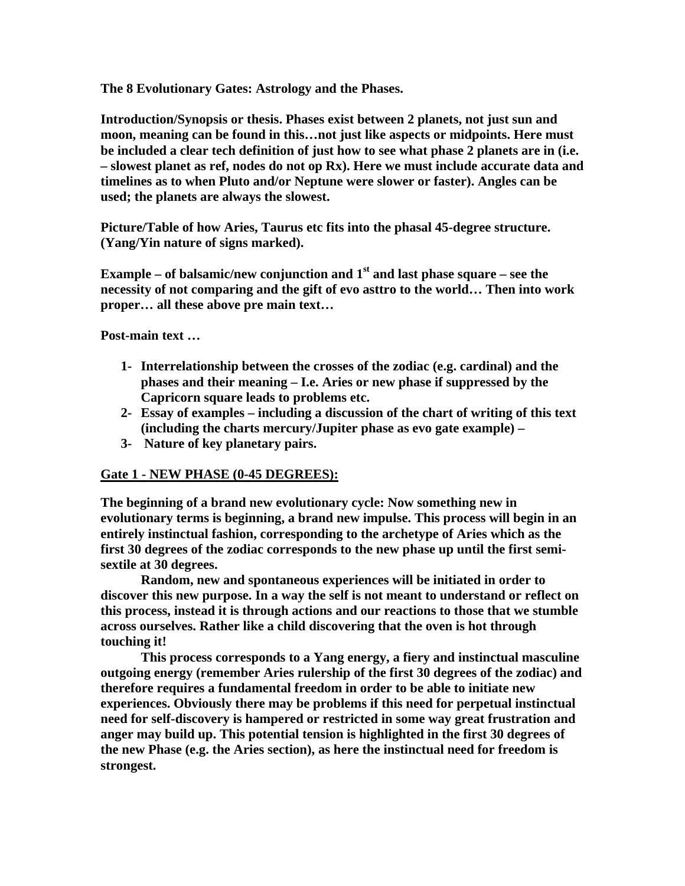**The 8 Evolutionary Gates: Astrology and the Phases.**

**Introduction/Synopsis or thesis. Phases exist between 2 planets, not just sun and moon, meaning can be found in this…not just like aspects or midpoints. Here must be included a clear tech definition of just how to see what phase 2 planets are in (i.e. – slowest planet as ref, nodes do not op Rx). Here we must include accurate data and timelines as to when Pluto and/or Neptune were slower or faster). Angles can be used; the planets are always the slowest.**

**Picture/Table of how Aries, Taurus etc fits into the phasal 45-degree structure. (Yang/Yin nature of signs marked).**

**Example – of balsamic/new conjunction and 1st and last phase square – see the necessity of not comparing and the gift of evo asttro to the world… Then into work proper… all these above pre main text…**

**Post-main text …**

1- **Interrelationship between the crosses of the zodiac (e.g. cardinal) and the phases and their meaning – I.e. Aries or new phase if suppressed by the Capricorn square leads to problems etc.**
2- **Essay of examples – including a discussion of the chart of writing of this text (including the charts mercury/Jupiter phase as evo gate example) –**
3- **Nature of key planetary pairs.**

## Gate 1 - NEW PHASE (0-45 DEGREES):

**The beginning of a brand new evolutionary cycle: Now something new in evolutionary terms is beginning, a brand new impulse. This process will begin in an entirely instinctual fashion, corresponding to the archetype of Aries which as the first 30 degrees of the zodiac corresponds to the new phase up until the first semi-sextile at 30 degrees.**

**Random, new and spontaneous experiences will be initiated in order to discover this new purpose. In a way the self is not meant to understand or reflect on this process, instead it is through actions and our reactions to those that we stumble across ourselves. Rather like a child discovering that the oven is hot through touching it!**

**This process corresponds to a Yang energy, a fiery and instinctual masculine outgoing energy (remember Aries rulership of the first 30 degrees of the zodiac) and therefore requires a fundamental freedom in order to be able to initiate new experiences. Obviously there may be problems if this need for perpetual instinctual need for self-discovery is hampered or restricted in some way great frustration and anger may build up. This potential tension is highlighted in the first 30 degrees of the new Phase (e.g. the Aries section), as here the instinctual need for freedom is strongest.**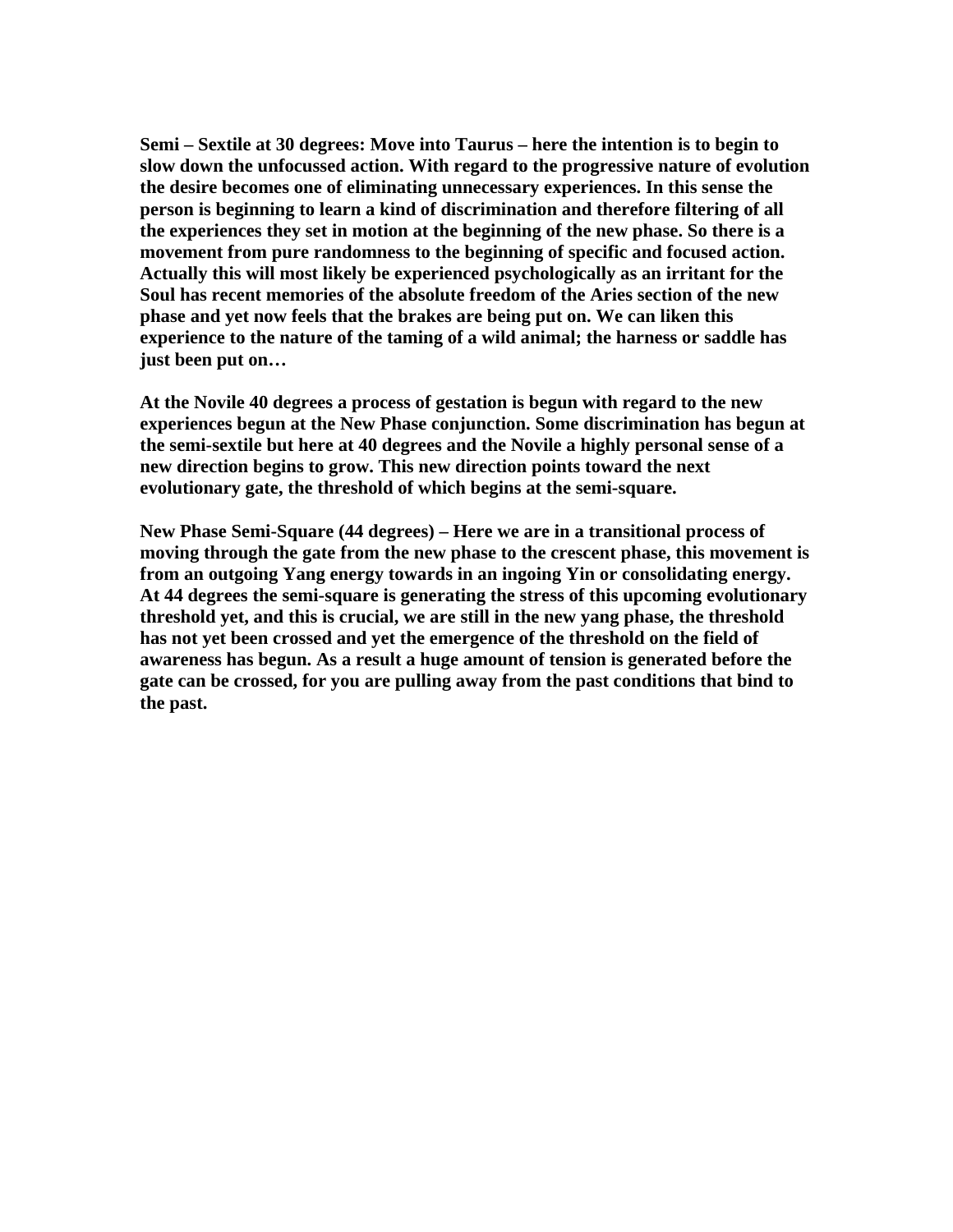**Semi – Sextile at 30 degrees: Move into Taurus – here the intention is to begin to slow down the unfocussed action. With regard to the progressive nature of evolution the desire becomes one of eliminating unnecessary experiences. In this sense the person is beginning to learn a kind of discrimination and therefore filtering of all the experiences they set in motion at the beginning of the new phase. So there is a movement from pure randomness to the beginning of specific and focused action. Actually this will most likely be experienced psychologically as an irritant for the Soul has recent memories of the absolute freedom of the Aries section of the new phase and yet now feels that the brakes are being put on. We can liken this experience to the nature of the taming of a wild animal; the harness or saddle has just been put on…**

**At the Novile 40 degrees a process of gestation is begun with regard to the new experiences begun at the New Phase conjunction. Some discrimination has begun at the semi-sextile but here at 40 degrees and the Novile a highly personal sense of a new direction begins to grow. This new direction points toward the next evolutionary gate, the threshold of which begins at the semi-square.**

**New Phase Semi-Square (44 degrees) – Here we are in a transitional process of moving through the gate from the new phase to the crescent phase, this movement is from an outgoing Yang energy towards in an ingoing Yin or consolidating energy. At 44 degrees the semi-square is generating the stress of this upcoming evolutionary threshold yet, and this is crucial, we are still in the new yang phase, the threshold has not yet been crossed and yet the emergence of the threshold on the field of awareness has begun. As a result a huge amount of tension is generated before the gate can be crossed, for you are pulling away from the past conditions that bind to the past.**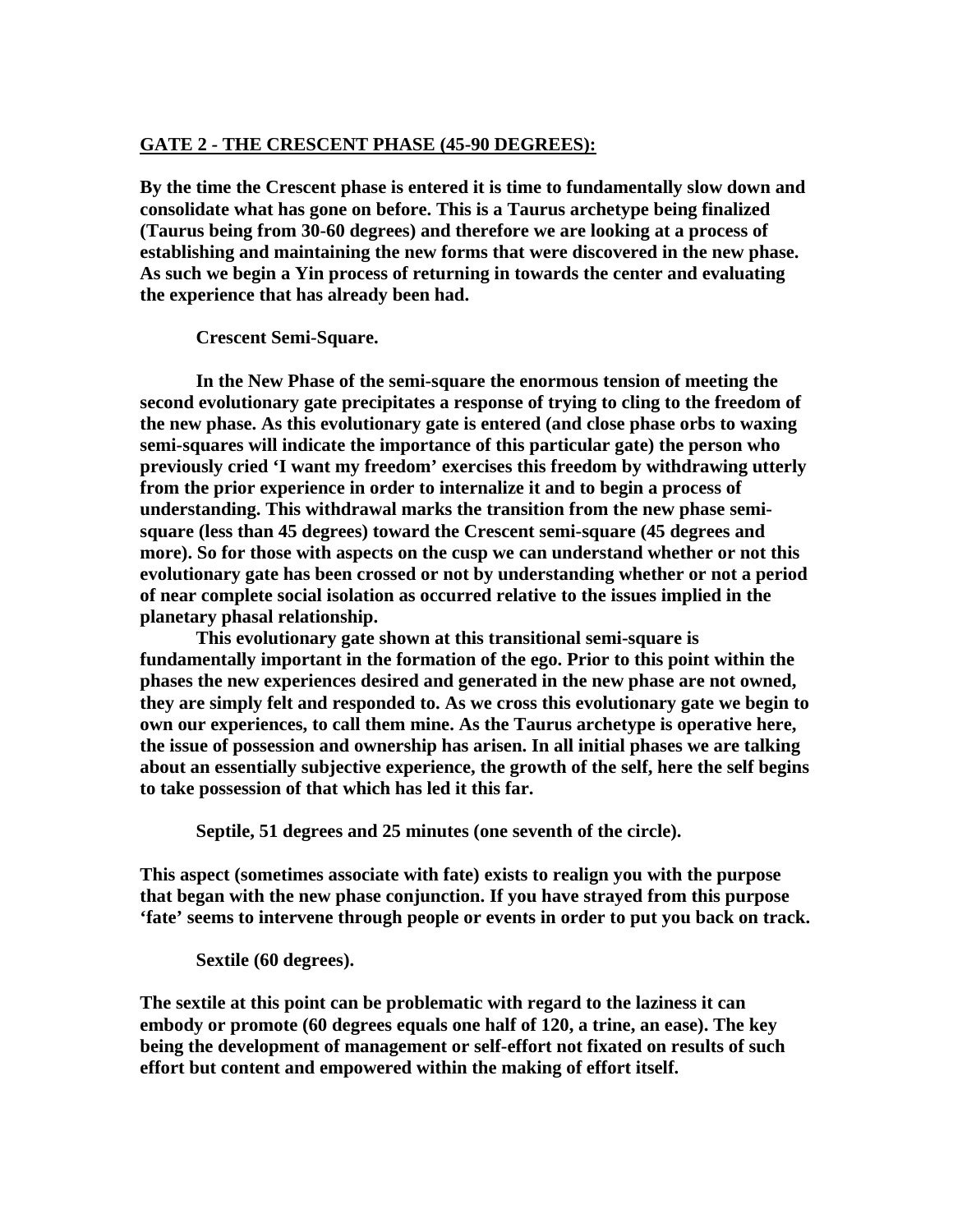## GATE 2 - THE CRESCENT PHASE (45-90 DEGREES):

**By the time the Crescent phase is entered it is time to fundamentally slow down and consolidate what has gone on before. This is a Taurus archetype being finalized (Taurus being from 30-60 degrees) and therefore we are looking at a process of establishing and maintaining the new forms that were discovered in the new phase. As such we begin a Yin process of returning in towards the center and evaluating the experience that has already been had.**

**Crescent Semi-Square.**

**In the New Phase of the semi-square the enormous tension of meeting the second evolutionary gate precipitates a response of trying to cling to the freedom of the new phase. As this evolutionary gate is entered (and close phase orbs to waxing semi-squares will indicate the importance of this particular gate) the person who previously cried 'I want my freedom' exercises this freedom by withdrawing utterly from the prior experience in order to internalize it and to begin a process of understanding. This withdrawal marks the transition from the new phase semi-square (less than 45 degrees) toward the Crescent semi-square (45 degrees and more). So for those with aspects on the cusp we can understand whether or not this evolutionary gate has been crossed or not by understanding whether or not a period of near complete social isolation as occurred relative to the issues implied in the planetary phasal relationship.**

**This evolutionary gate shown at this transitional semi-square is fundamentally important in the formation of the ego. Prior to this point within the phases the new experiences desired and generated in the new phase are not owned, they are simply felt and responded to. As we cross this evolutionary gate we begin to own our experiences, to call them mine. As the Taurus archetype is operative here, the issue of possession and ownership has arisen. In all initial phases we are talking about an essentially subjective experience, the growth of the self, here the self begins to take possession of that which has led it this far.**

**Septile, 51 degrees and 25 minutes (one seventh of the circle).**

**This aspect (sometimes associate with fate) exists to realign you with the purpose that began with the new phase conjunction. If you have strayed from this purpose 'fate' seems to intervene through people or events in order to put you back on track.**

**Sextile (60 degrees).**

**The sextile at this point can be problematic with regard to the laziness it can embody or promote (60 degrees equals one half of 120, a trine, an ease). The key being the development of management or self-effort not fixated on results of such effort but content and empowered within the making of effort itself.**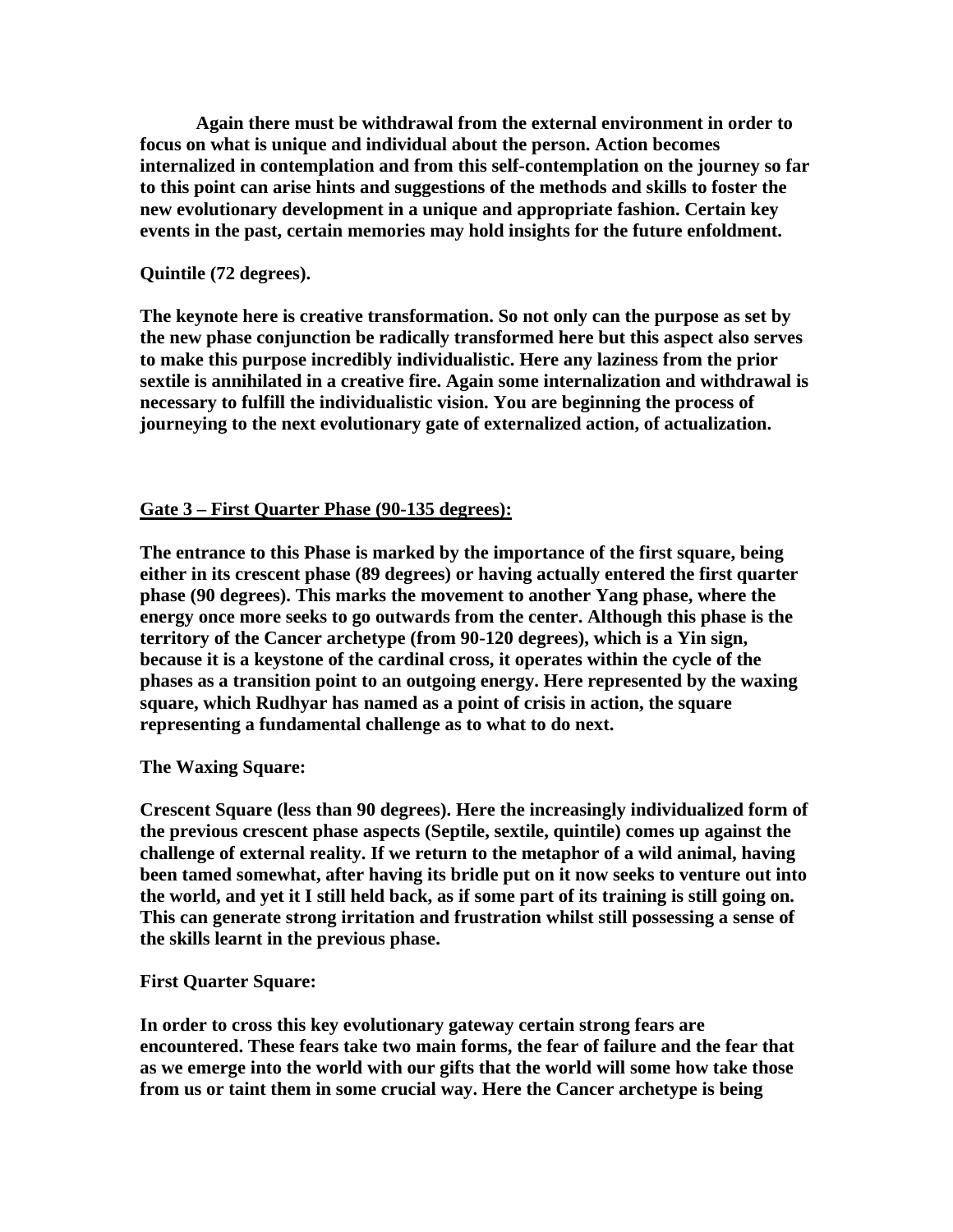**Again there must be withdrawal from the external environment in order to focus on what is unique and individual about the person. Action becomes internalized in contemplation and from this self-contemplation on the journey so far to this point can arise hints and suggestions of the methods and skills to foster the new evolutionary development in a unique and appropriate fashion. Certain key events in the past, certain memories may hold insights for the future enfoldment.**

**Quintile (72 degrees).**

**The keynote here is creative transformation. So not only can the purpose as set by the new phase conjunction be radically transformed here but this aspect also serves to make this purpose incredibly individualistic. Here any laziness from the prior sextile is annihilated in a creative fire. Again some internalization and withdrawal is necessary to fulfill the individualistic vision. You are beginning the process of journeying to the next evolutionary gate of externalized action, of actualization.**

## <u>Gate 3 – First Quarter Phase (90-135 degrees):</u>

**The entrance to this Phase is marked by the importance of the first square, being either in its crescent phase (89 degrees) or having actually entered the first quarter phase (90 degrees). This marks the movement to another Yang phase, where the energy once more seeks to go outwards from the center. Although this phase is the territory of the Cancer archetype (from 90-120 degrees), which is a Yin sign, because it is a keystone of the cardinal cross, it operates within the cycle of the phases as a transition point to an outgoing energy. Here represented by the waxing square, which Rudhyar has named as a point of crisis in action, the square representing a fundamental challenge as to what to do next.**

**The Waxing Square:**

**Crescent Square (less than 90 degrees). Here the increasingly individualized form of the previous crescent phase aspects (Septile, sextile, quintile) comes up against the challenge of external reality. If we return to the metaphor of a wild animal, having been tamed somewhat, after having its bridle put on it now seeks to venture out into the world, and yet it I still held back, as if some part of its training is still going on. This can generate strong irritation and frustration whilst still possessing a sense of the skills learnt in the previous phase.**

**First Quarter Square:**

**In order to cross this key evolutionary gateway certain strong fears are encountered. These fears take two main forms, the fear of failure and the fear that as we emerge into the world with our gifts that the world will some how take those from us or taint them in some crucial way. Here the Cancer archetype is being**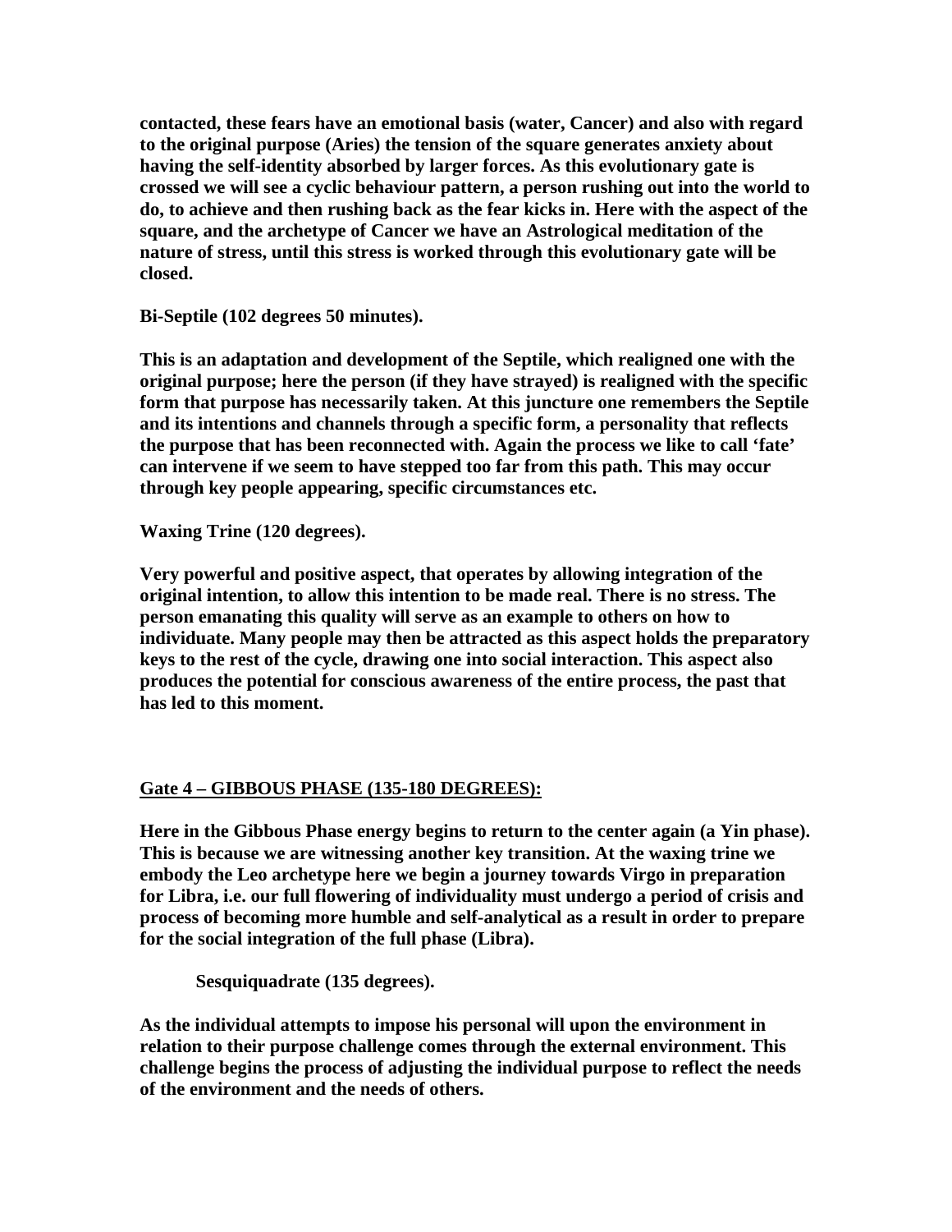**contacted, these fears have an emotional basis (water, Cancer) and also with regard to the original purpose (Aries) the tension of the square generates anxiety about having the self-identity absorbed by larger forces. As this evolutionary gate is crossed we will see a cyclic behaviour pattern, a person rushing out into the world to do, to achieve and then rushing back as the fear kicks in. Here with the aspect of the square, and the archetype of Cancer we have an Astrological meditation of the nature of stress, until this stress is worked through this evolutionary gate will be closed.**

**Bi-Septile (102 degrees 50 minutes).**

**This is an adaptation and development of the Septile, which realigned one with the original purpose; here the person (if they have strayed) is realigned with the specific form that purpose has necessarily taken. At this juncture one remembers the Septile and its intentions and channels through a specific form, a personality that reflects the purpose that has been reconnected with. Again the process we like to call 'fate' can intervene if we seem to have stepped too far from this path. This may occur through key people appearing, specific circumstances etc.**

**Waxing Trine (120 degrees).**

**Very powerful and positive aspect, that operates by allowing integration of the original intention, to allow this intention to be made real. There is no stress. The person emanating this quality will serve as an example to others on how to individuate. Many people may then be attracted as this aspect holds the preparatory keys to the rest of the cycle, drawing one into social interaction. This aspect also produces the potential for conscious awareness of the entire process, the past that has led to this moment.**

## **Gate 4 – GIBBOUS PHASE (135-180 DEGREES):**

**Here in the Gibbous Phase energy begins to return to the center again (a Yin phase). This is because we are witnessing another key transition. At the waxing trine we embody the Leo archetype here we begin a journey towards Virgo in preparation for Libra, i.e. our full flowering of individuality must undergo a period of crisis and process of becoming more humble and self-analytical as a result in order to prepare for the social integration of the full phase (Libra).**

**Sesquiquadrate (135 degrees).**

**As the individual attempts to impose his personal will upon the environment in relation to their purpose challenge comes through the external environment. This challenge begins the process of adjusting the individual purpose to reflect the needs of the environment and the needs of others.**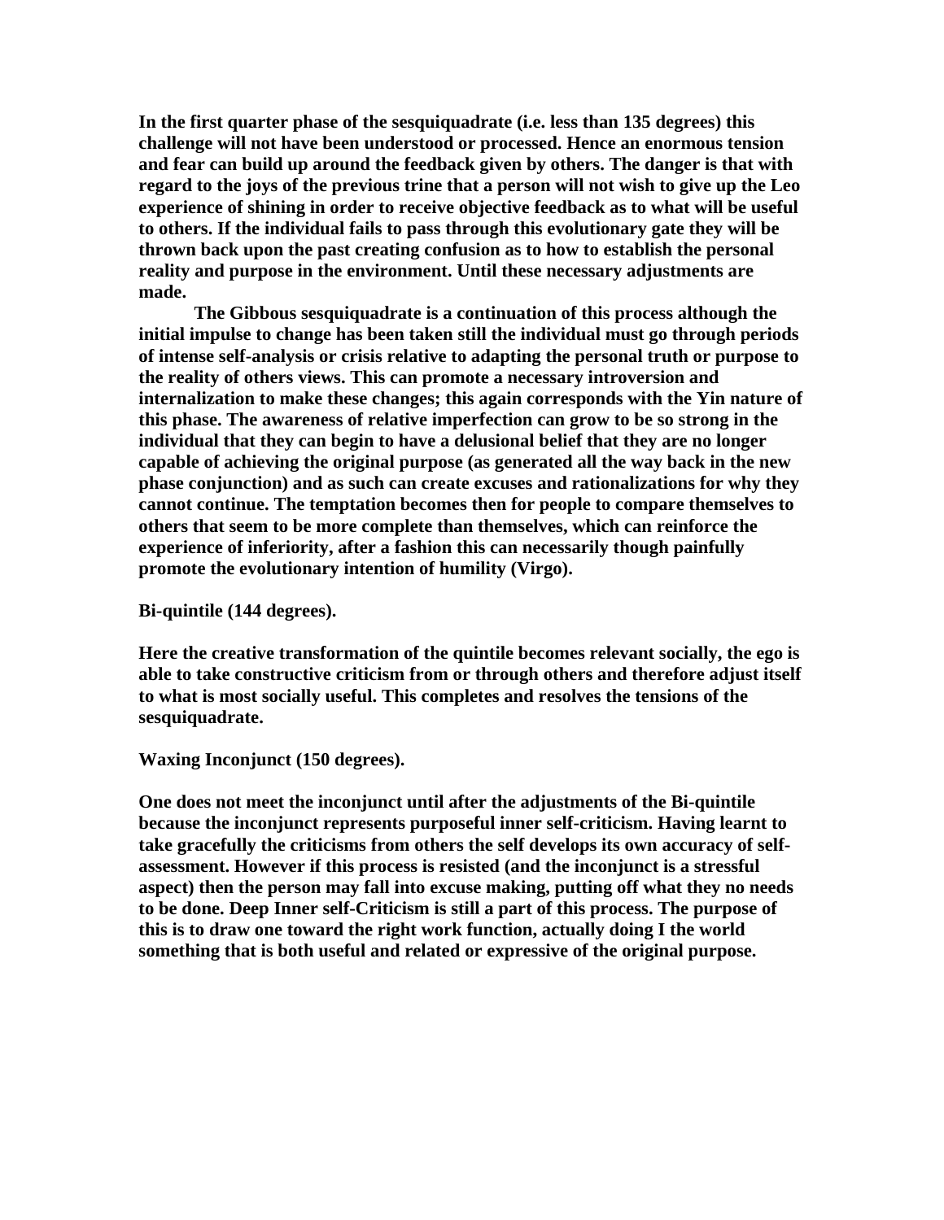**In the first quarter phase of the sesquiquadrate (i.e. less than 135 degrees) this challenge will not have been understood or processed. Hence an enormous tension and fear can build up around the feedback given by others. The danger is that with regard to the joys of the previous trine that a person will not wish to give up the Leo experience of shining in order to receive objective feedback as to what will be useful to others. If the individual fails to pass through this evolutionary gate they will be thrown back upon the past creating confusion as to how to establish the personal reality and purpose in the environment. Until these necessary adjustments are made.**

**The Gibbous sesquiquadrate is a continuation of this process although the initial impulse to change has been taken still the individual must go through periods of intense self-analysis or crisis relative to adapting the personal truth or purpose to the reality of others views. This can promote a necessary introversion and internalization to make these changes; this again corresponds with the Yin nature of this phase. The awareness of relative imperfection can grow to be so strong in the individual that they can begin to have a delusional belief that they are no longer capable of achieving the original purpose (as generated all the way back in the new phase conjunction) and as such can create excuses and rationalizations for why they cannot continue. The temptation becomes then for people to compare themselves to others that seem to be more complete than themselves, which can reinforce the experience of inferiority, after a fashion this can necessarily though painfully promote the evolutionary intention of humility (Virgo).**

**Bi-quintile (144 degrees).**

**Here the creative transformation of the quintile becomes relevant socially, the ego is able to take constructive criticism from or through others and therefore adjust itself to what is most socially useful. This completes and resolves the tensions of the sesquiquadrate.**

**Waxing Inconjunct (150 degrees).**

**One does not meet the inconjunct until after the adjustments of the Bi-quintile because the inconjunct represents purposeful inner self-criticism. Having learnt to take gracefully the criticisms from others the self develops its own accuracy of self-assessment. However if this process is resisted (and the inconjunct is a stressful aspect) then the person may fall into excuse making, putting off what they no needs to be done. Deep Inner self-Criticism is still a part of this process. The purpose of this is to draw one toward the right work function, actually doing I the world something that is both useful and related or expressive of the original purpose.**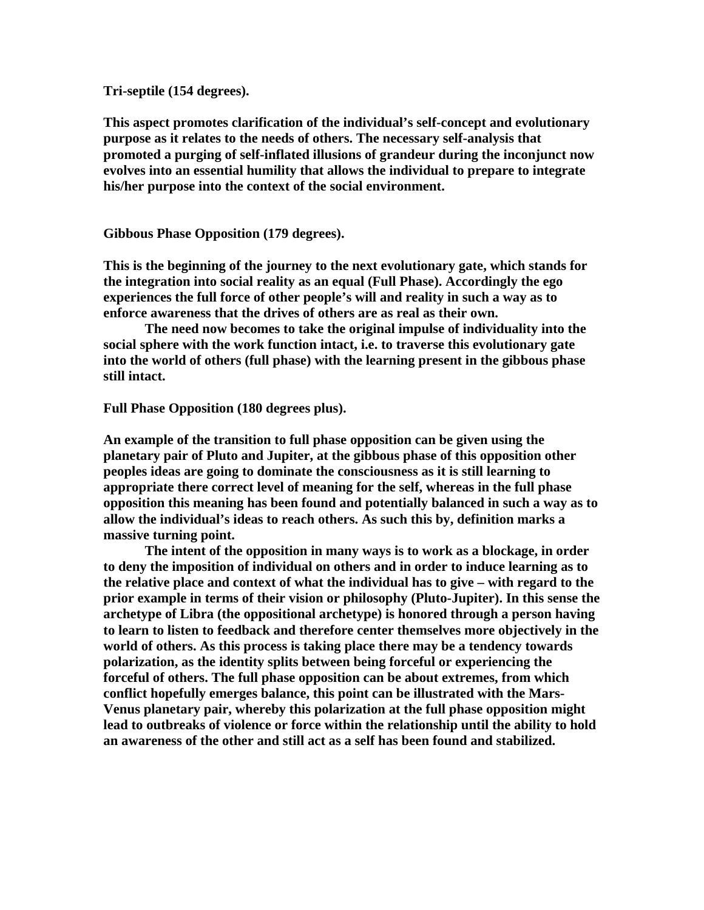**Tri-septile (154 degrees).**

**This aspect promotes clarification of the individual's self-concept and evolutionary purpose as it relates to the needs of others. The necessary self-analysis that promoted a purging of self-inflated illusions of grandeur during the inconjunct now evolves into an essential humility that allows the individual to prepare to integrate his/her purpose into the context of the social environment.**

**Gibbous Phase Opposition (179 degrees).**

**This is the beginning of the journey to the next evolutionary gate, which stands for the integration into social reality as an equal (Full Phase). Accordingly the ego experiences the full force of other people's will and reality in such a way as to enforce awareness that the drives of others are as real as their own.**

**The need now becomes to take the original impulse of individuality into the social sphere with the work function intact, i.e. to traverse this evolutionary gate into the world of others (full phase) with the learning present in the gibbous phase still intact.**

**Full Phase Opposition (180 degrees plus).**

**An example of the transition to full phase opposition can be given using the planetary pair of Pluto and Jupiter, at the gibbous phase of this opposition other peoples ideas are going to dominate the consciousness as it is still learning to appropriate there correct level of meaning for the self, whereas in the full phase opposition this meaning has been found and potentially balanced in such a way as to allow the individual's ideas to reach others. As such this by, definition marks a massive turning point.**

**The intent of the opposition in many ways is to work as a blockage, in order to deny the imposition of individual on others and in order to induce learning as to the relative place and context of what the individual has to give – with regard to the prior example in terms of their vision or philosophy (Pluto-Jupiter). In this sense the archetype of Libra (the oppositional archetype) is honored through a person having to learn to listen to feedback and therefore center themselves more objectively in the world of others. As this process is taking place there may be a tendency towards polarization, as the identity splits between being forceful or experiencing the forceful of others. The full phase opposition can be about extremes, from which conflict hopefully emerges balance, this point can be illustrated with the Mars-Venus planetary pair, whereby this polarization at the full phase opposition might lead to outbreaks of violence or force within the relationship until the ability to hold an awareness of the other and still act as a self has been found and stabilized.**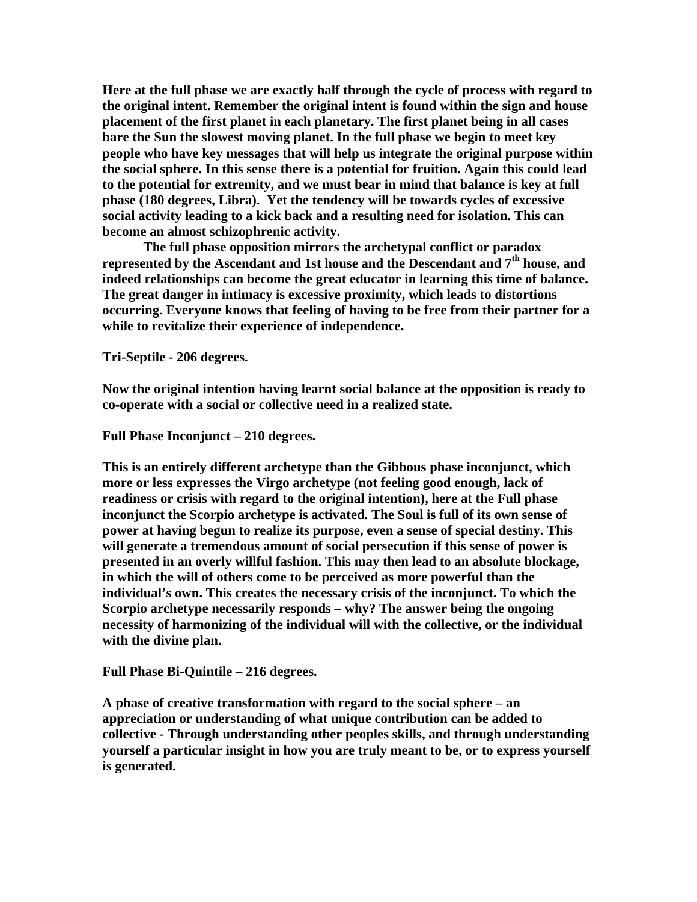**Here at the full phase we are exactly half through the cycle of process with regard to the original intent. Remember the original intent is found within the sign and house placement of the first planet in each planetary. The first planet being in all cases bare the Sun the slowest moving planet. In the full phase we begin to meet key people who have key messages that will help us integrate the original purpose within the social sphere. In this sense there is a potential for fruition. Again this could lead to the potential for extremity, and we must bear in mind that balance is key at full phase (180 degrees, Libra). Yet the tendency will be towards cycles of excessive social activity leading to a kick back and a resulting need for isolation. This can become an almost schizophrenic activity.**

**The full phase opposition mirrors the archetypal conflict or paradox represented by the Ascendant and 1st house and the Descendant and 7th house, and indeed relationships can become the great educator in learning this time of balance. The great danger in intimacy is excessive proximity, which leads to distortions occurring. Everyone knows that feeling of having to be free from their partner for a while to revitalize their experience of independence.**

**Tri-Septile - 206 degrees.**

**Now the original intention having learnt social balance at the opposition is ready to co-operate with a social or collective need in a realized state.**

**Full Phase Inconjunct – 210 degrees.**

**This is an entirely different archetype than the Gibbous phase inconjunct, which more or less expresses the Virgo archetype (not feeling good enough, lack of readiness or crisis with regard to the original intention), here at the Full phase inconjunct the Scorpio archetype is activated. The Soul is full of its own sense of power at having begun to realize its purpose, even a sense of special destiny. This will generate a tremendous amount of social persecution if this sense of power is presented in an overly willful fashion. This may then lead to an absolute blockage, in which the will of others come to be perceived as more powerful than the individual's own. This creates the necessary crisis of the inconjunct. To which the Scorpio archetype necessarily responds – why? The answer being the ongoing necessity of harmonizing of the individual will with the collective, or the individual with the divine plan.**

**Full Phase Bi-Quintile – 216 degrees.**

**A phase of creative transformation with regard to the social sphere – an appreciation or understanding of what unique contribution can be added to collective - Through understanding other peoples skills, and through understanding yourself a particular insight in how you are truly meant to be, or to express yourself is generated.**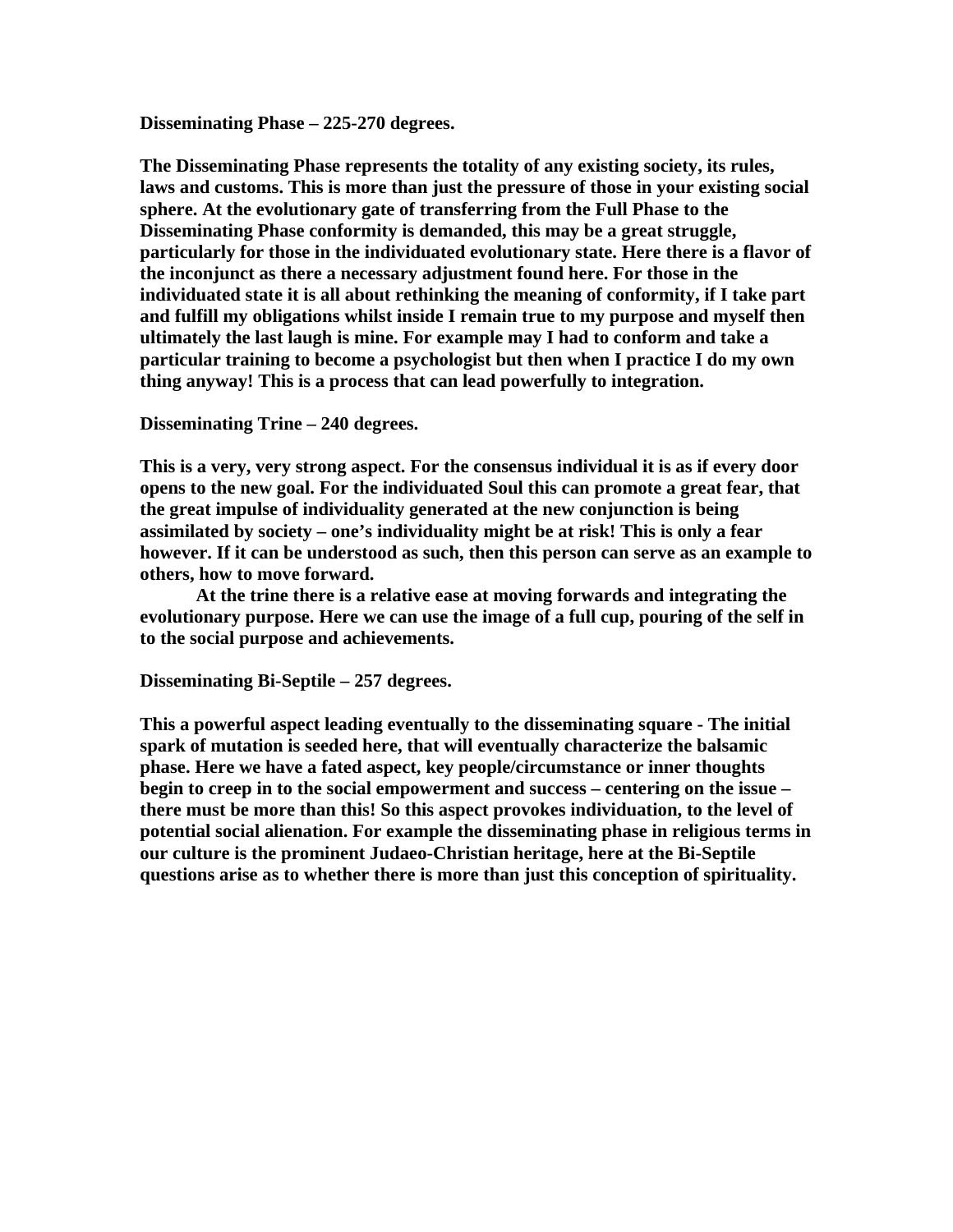**Disseminating Phase – 225-270 degrees.**

**The Disseminating Phase represents the totality of any existing society, its rules, laws and customs. This is more than just the pressure of those in your existing social sphere. At the evolutionary gate of transferring from the Full Phase to the Disseminating Phase conformity is demanded, this may be a great struggle, particularly for those in the individuated evolutionary state. Here there is a flavor of the inconjunct as there a necessary adjustment found here. For those in the individuated state it is all about rethinking the meaning of conformity, if I take part and fulfill my obligations whilst inside I remain true to my purpose and myself then ultimately the last laugh is mine. For example may I had to conform and take a particular training to become a psychologist but then when I practice I do my own thing anyway! This is a process that can lead powerfully to integration.**

**Disseminating Trine – 240 degrees.**

**This is a very, very strong aspect. For the consensus individual it is as if every door opens to the new goal. For the individuated Soul this can promote a great fear, that the great impulse of individuality generated at the new conjunction is being assimilated by society – one's individuality might be at risk! This is only a fear however. If it can be understood as such, then this person can serve as an example to others, how to move forward.**

**At the trine there is a relative ease at moving forwards and integrating the evolutionary purpose. Here we can use the image of a full cup, pouring of the self in to the social purpose and achievements.**

**Disseminating Bi-Septile – 257 degrees.**

**This a powerful aspect leading eventually to the disseminating square - The initial spark of mutation is seeded here, that will eventually characterize the balsamic phase. Here we have a fated aspect, key people/circumstance or inner thoughts begin to creep in to the social empowerment and success – centering on the issue – there must be more than this! So this aspect provokes individuation, to the level of potential social alienation. For example the disseminating phase in religious terms in our culture is the prominent Judaeo-Christian heritage, here at the Bi-Septile questions arise as to whether there is more than just this conception of spirituality.**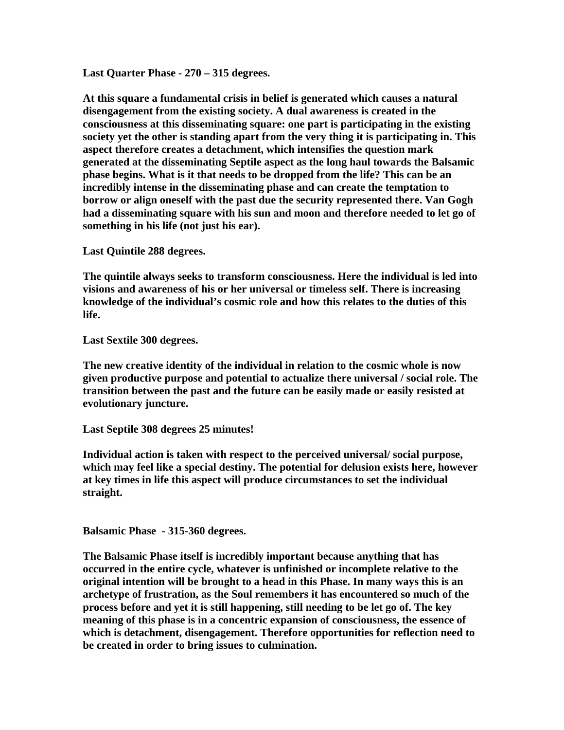**Last Quarter Phase - 270 – 315 degrees.**

**At this square a fundamental crisis in belief is generated which causes a natural disengagement from the existing society. A dual awareness is created in the consciousness at this disseminating square: one part is participating in the existing society yet the other is standing apart from the very thing it is participating in. This aspect therefore creates a detachment, which intensifies the question mark generated at the disseminating Septile aspect as the long haul towards the Balsamic phase begins. What is it that needs to be dropped from the life? This can be an incredibly intense in the disseminating phase and can create the temptation to borrow or align oneself with the past due the security represented there. Van Gogh had a disseminating square with his sun and moon and therefore needed to let go of something in his life (not just his ear).**

**Last Quintile 288 degrees.**

**The quintile always seeks to transform consciousness. Here the individual is led into visions and awareness of his or her universal or timeless self. There is increasing knowledge of the individual's cosmic role and how this relates to the duties of this life.**

**Last Sextile 300 degrees.**

**The new creative identity of the individual in relation to the cosmic whole is now given productive purpose and potential to actualize there universal / social role. The transition between the past and the future can be easily made or easily resisted at evolutionary juncture.**

**Last Septile 308 degrees 25 minutes!**

**Individual action is taken with respect to the perceived universal/ social purpose, which may feel like a special destiny. The potential for delusion exists here, however at key times in life this aspect will produce circumstances to set the individual straight.**

**Balsamic Phase - 315-360 degrees.**

**The Balsamic Phase itself is incredibly important because anything that has occurred in the entire cycle, whatever is unfinished or incomplete relative to the original intention will be brought to a head in this Phase. In many ways this is an archetype of frustration, as the Soul remembers it has encountered so much of the process before and yet it is still happening, still needing to be let go of. The key meaning of this phase is in a concentric expansion of consciousness, the essence of which is detachment, disengagement. Therefore opportunities for reflection need to be created in order to bring issues to culmination.**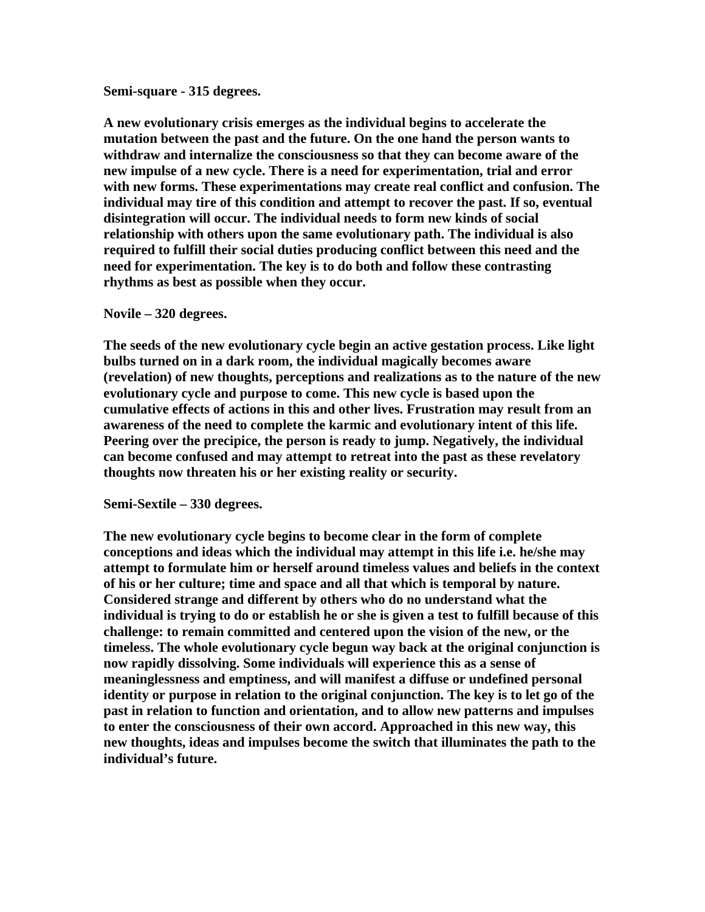**Semi-square - 315 degrees.**

**A new evolutionary crisis emerges as the individual begins to accelerate the mutation between the past and the future. On the one hand the person wants to withdraw and internalize the consciousness so that they can become aware of the new impulse of a new cycle. There is a need for experimentation, trial and error with new forms. These experimentations may create real conflict and confusion. The individual may tire of this condition and attempt to recover the past. If so, eventual disintegration will occur. The individual needs to form new kinds of social relationship with others upon the same evolutionary path. The individual is also required to fulfill their social duties producing conflict between this need and the need for experimentation. The key is to do both and follow these contrasting rhythms as best as possible when they occur.**

**Novile – 320 degrees.**

**The seeds of the new evolutionary cycle begin an active gestation process. Like light bulbs turned on in a dark room, the individual magically becomes aware (revelation) of new thoughts, perceptions and realizations as to the nature of the new evolutionary cycle and purpose to come. This new cycle is based upon the cumulative effects of actions in this and other lives. Frustration may result from an awareness of the need to complete the karmic and evolutionary intent of this life. Peering over the precipice, the person is ready to jump. Negatively, the individual can become confused and may attempt to retreat into the past as these revelatory thoughts now threaten his or her existing reality or security.**

**Semi-Sextile – 330 degrees.**

**The new evolutionary cycle begins to become clear in the form of complete conceptions and ideas which the individual may attempt in this life i.e. he/she may attempt to formulate him or herself around timeless values and beliefs in the context of his or her culture; time and space and all that which is temporal by nature. Considered strange and different by others who do no understand what the individual is trying to do or establish he or she is given a test to fulfill because of this challenge: to remain committed and centered upon the vision of the new, or the timeless. The whole evolutionary cycle begun way back at the original conjunction is now rapidly dissolving. Some individuals will experience this as a sense of meaninglessness and emptiness, and will manifest a diffuse or undefined personal identity or purpose in relation to the original conjunction. The key is to let go of the past in relation to function and orientation, and to allow new patterns and impulses to enter the consciousness of their own accord. Approached in this new way, this new thoughts, ideas and impulses become the switch that illuminates the path to the individual's future.**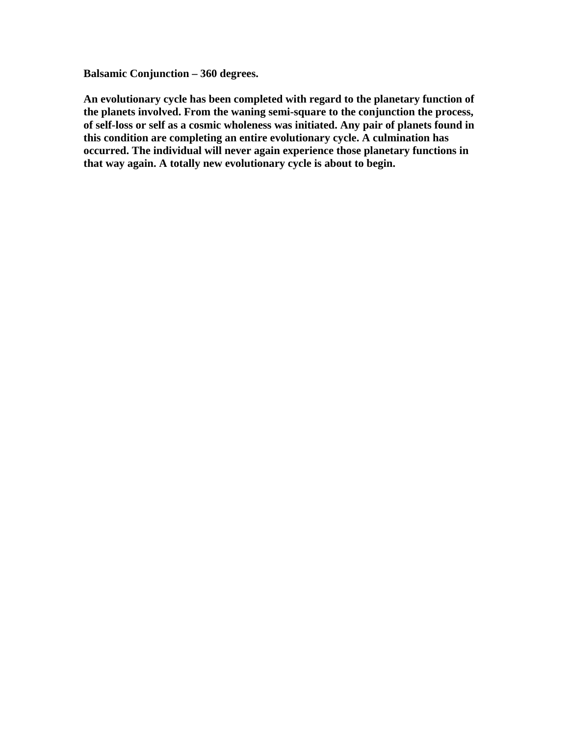**Balsamic Conjunction – 360 degrees.**

**An evolutionary cycle has been completed with regard to the planetary function of the planets involved. From the waning semi-square to the conjunction the process, of self-loss or self as a cosmic wholeness was initiated. Any pair of planets found in this condition are completing an entire evolutionary cycle. A culmination has occurred. The individual will never again experience those planetary functions in that way again. A totally new evolutionary cycle is about to begin.**